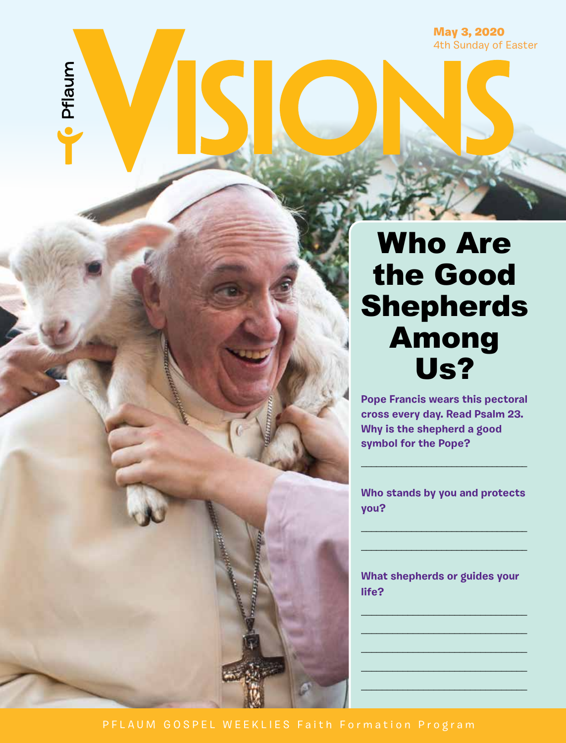Pflaum

# VISIONS

**May 3, 2020**
4th Sunday of Easter

## Who Are the Good Shepherds Among Us?

**Pope Francis wears this pectoral cross every day. Read Psalm 23. Why is the shepherd a good symbol for the Pope?**

___________________________

**Who stands by you and protects you?**

___________________________

___________________________

**What shepherds or guides your life?**

___________________________

___________________________

___________________________

___________________________

___________________________

PFLAUM GOSPEL WEEKLIES Faith Formation Program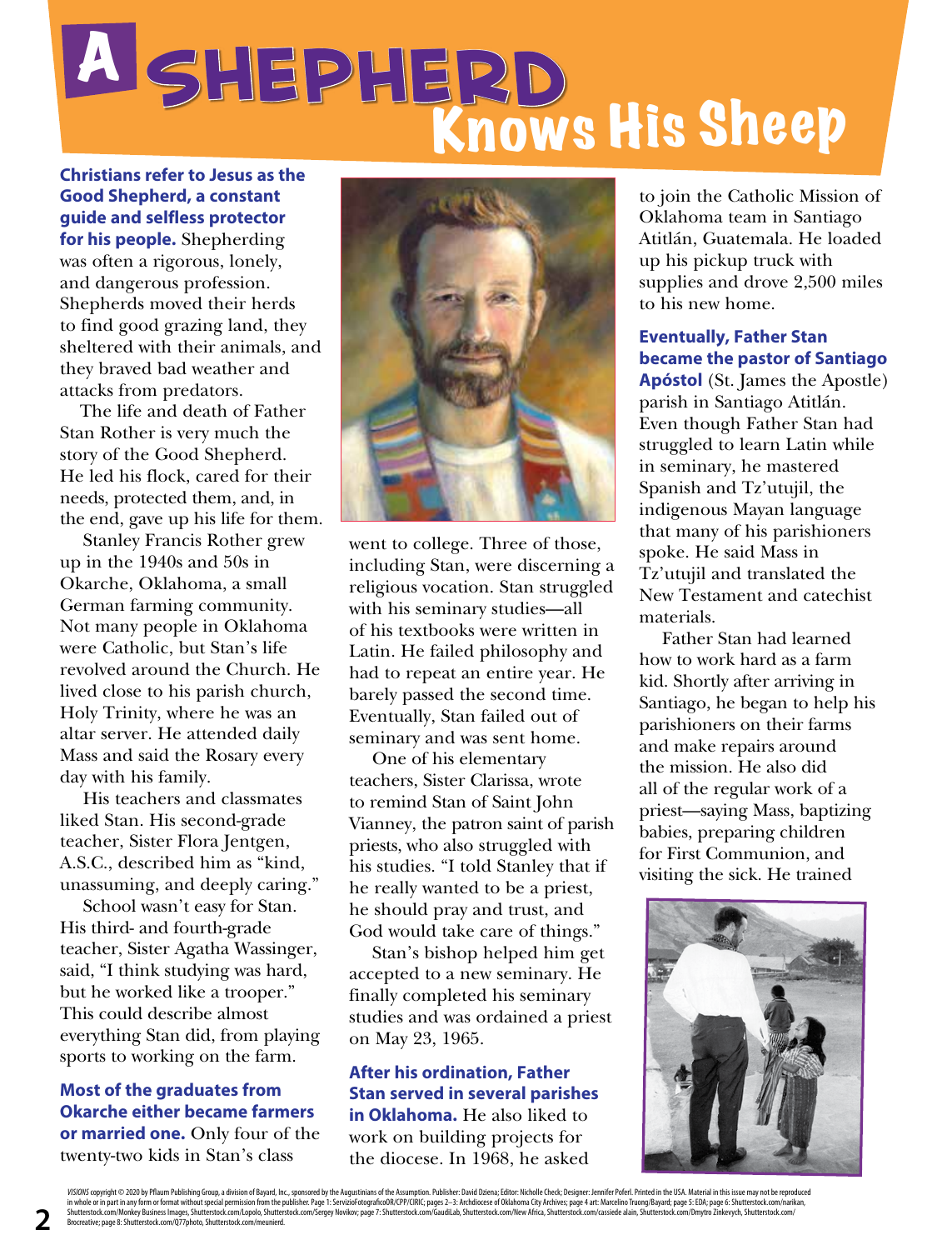# A SHEPHERD Knows His Sheep

**Christians refer to Jesus as the Good Shepherd, a constant guide and selfless protector for his people.** Shepherding was often a rigorous, lonely, and dangerous profession. Shepherds moved their herds to find good grazing land, they sheltered with their animals, and they braved bad weather and attacks from predators.

The life and death of Father Stan Rother is very much the story of the Good Shepherd. He led his flock, cared for their needs, protected them, and, in the end, gave up his life for them.

Stanley Francis Rother grew up in the 1940s and 50s in Okarche, Oklahoma, a small German farming community. Not many people in Oklahoma were Catholic, but Stan's life revolved around the Church. He lived close to his parish church, Holy Trinity, where he was an altar server. He attended daily Mass and said the Rosary every day with his family.

His teachers and classmates liked Stan. His second-grade teacher, Sister Flora Jentgen, A.S.C., described him as "kind, unassuming, and deeply caring."

School wasn't easy for Stan. His third- and fourth-grade teacher, Sister Agatha Wassinger, said, "I think studying was hard, but he worked like a trooper." This could describe almost everything Stan did, from playing sports to working on the farm.

**Most of the graduates from Okarche either became farmers or married one.** Only four of the twenty-two kids in Stan's class went to college. Three of those, including Stan, were discerning a religious vocation. Stan struggled with his seminary studies—all of his textbooks were written in Latin. He failed philosophy and had to repeat an entire year. He barely passed the second time. Eventually, Stan failed out of seminary and was sent home.

One of his elementary teachers, Sister Clarissa, wrote to remind Stan of Saint John Vianney, the patron saint of parish priests, who also struggled with his studies. "I told Stanley that if he really wanted to be a priest, he should pray and trust, and God would take care of things."

Stan's bishop helped him get accepted to a new seminary. He finally completed his seminary studies and was ordained a priest on May 23, 1965.

**After his ordination, Father Stan served in several parishes in Oklahoma.** He also liked to work on building projects for the diocese. In 1968, he asked to join the Catholic Mission of Oklahoma team in Santiago Atitlán, Guatemala. He loaded up his pickup truck with supplies and drove 2,500 miles to his new home.

**Eventually, Father Stan became the pastor of Santiago Apóstol** (St. James the Apostle) parish in Santiago Atitlán. Even though Father Stan had struggled to learn Latin while in seminary, he mastered Spanish and Tz'utujil, the indigenous Mayan language that many of his parishioners spoke. He said Mass in Tz'utujil and translated the New Testament and catechist materials.

Father Stan had learned how to work hard as a farm kid. Shortly after arriving in Santiago, he began to help his parishioners on their farms and make repairs around the mission. He also did all of the regular work of a priest—saying Mass, baptizing babies, preparing children for First Communion, and visiting the sick. He trained

*VISIONS* copyright © 2020 by Pflaum Publishing Group, a division of Bayard, Inc., sponsored by the Augustinians of the Assumption. Publisher: David Dziena; Editor: Nicholle Check; Designer: Jennifer Poferl. Printed in the USA. Material in this issue may not be reproduced in whole or in part in any form or format without special permission from the publisher. Page 1: ServizioFotograficoOR/CPP/CIRIC; pages 2–3: Archdiocese of Oklahoma City Archives; page 4 art: Marcelino Truong/Bayard; page 5: EDA; page 6: Shutterstock.com/narikan, Shutterstock.com/Monkey Business Images, Shutterstock.com/Lopolo, Shutterstock.com/Sergey Novikov; page 7: Shutterstock.com/GaudiLab, Shutterstock.com/New Africa, Shutterstock.com/cassiede alain, Shutterstock.com/Dmytro Zinkevych, Shutterstock.com/Brocreative; page 8: Shutterstock.com/Q77photo, Shutterstock.com/meunierd.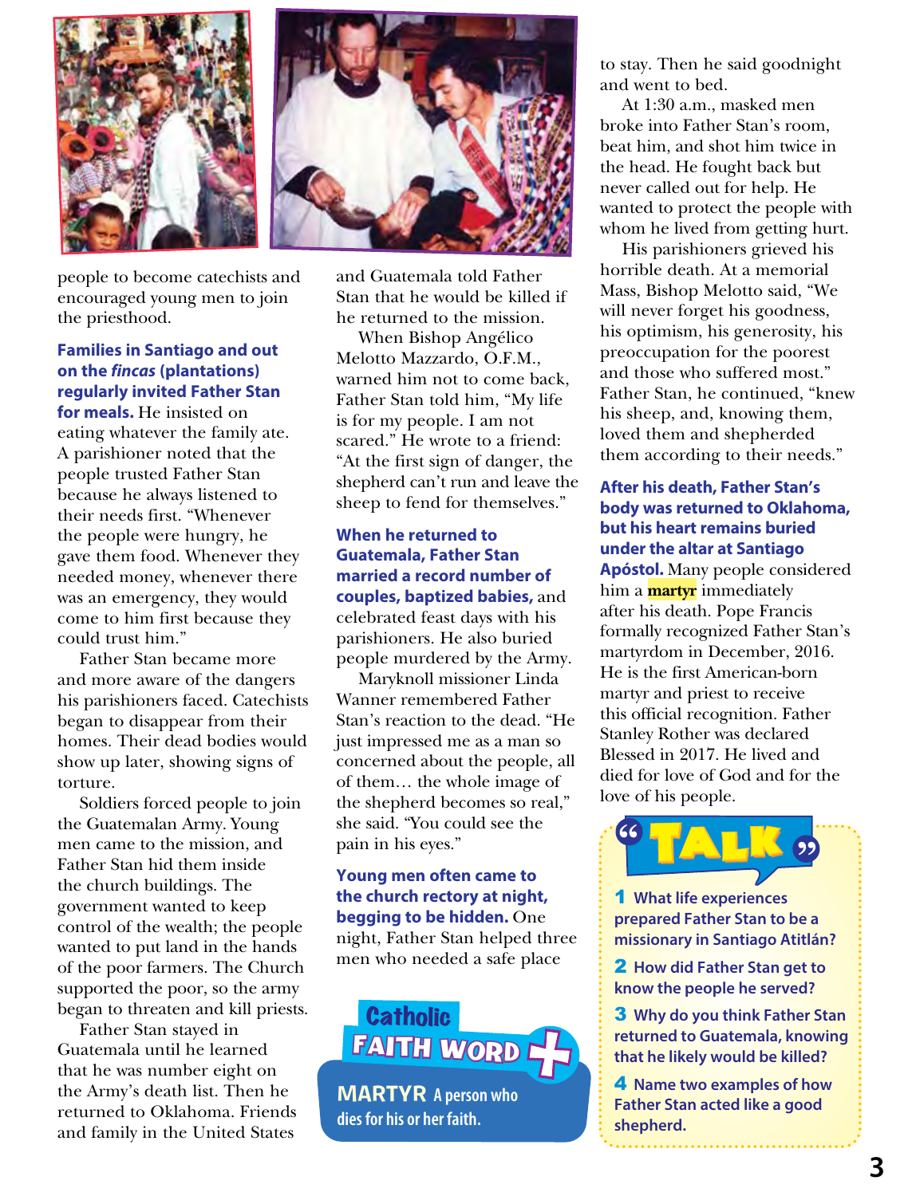people to become catechists and encouraged young men to join the priesthood.

**Families in Santiago and out on the *fincas* (plantations) regularly invited Father Stan for meals.** He insisted on eating whatever the family ate. A parishioner noted that the people trusted Father Stan because he always listened to their needs first. "Whenever the people were hungry, he gave them food. Whenever they needed money, whenever there was an emergency, they would come to him first because they could trust him."

Father Stan became more and more aware of the dangers his parishioners faced. Catechists began to disappear from their homes. Their dead bodies would show up later, showing signs of torture.

Soldiers forced people to join the Guatemalan Army. Young men came to the mission, and Father Stan hid them inside the church buildings. The government wanted to keep control of the wealth; the people wanted to put land in the hands of the poor farmers. The Church supported the poor, so the army began to threaten and kill priests.

Father Stan stayed in Guatemala until he learned that he was number eight on the Army's death list. Then he returned to Oklahoma. Friends and family in the United States and Guatemala told Father Stan that he would be killed if he returned to the mission.

When Bishop Angélico Melotto Mazzardo, O.F.M., warned him not to come back, Father Stan told him, "My life is for my people. I am not scared." He wrote to a friend: "At the first sign of danger, the shepherd can't run and leave the sheep to fend for themselves."

**When he returned to Guatemala, Father Stan married a record number of couples, baptized babies,** and celebrated feast days with his parishioners. He also buried people murdered by the Army.

Maryknoll missioner Linda Wanner remembered Father Stan's reaction to the dead. "He just impressed me as a man so concerned about the people, all of them… the whole image of the shepherd becomes so real," she said. "You could see the pain in his eyes."

**Young men often came to the church rectory at night, begging to be hidden.** One night, Father Stan helped three men who needed a safe place to stay. Then he said goodnight and went to bed.

At 1:30 a.m., masked men broke into Father Stan's room, beat him, and shot him twice in the head. He fought back but never called out for help. He wanted to protect the people with whom he lived from getting hurt.

His parishioners grieved his horrible death. At a memorial Mass, Bishop Melotto said, "We will never forget his goodness, his optimism, his generosity, his preoccupation for the poorest and those who suffered most." Father Stan, he continued, "knew his sheep, and, knowing them, loved them and shepherded them according to their needs."

**After his death, Father Stan's body was returned to Oklahoma, but his heart remains buried under the altar at Santiago Apóstol.** Many people considered him a **martyr** immediately after his death. Pope Francis formally recognized Father Stan's martyrdom in December, 2016. He is the first American-born martyr and priest to receive this official recognition. Father Stanley Rother was declared Blessed in 2017. He lived and died for love of God and for the love of his people.

**Catholic FAITH WORD**

**MARTYR** A person who dies for his or her faith.

**TALK**

1. What life experiences prepared Father Stan to be a missionary in Santiago Atitlán?
2. How did Father Stan get to know the people he served?
3. Why do you think Father Stan returned to Guatemala, knowing that he likely would be killed?
4. Name two examples of how Father Stan acted like a good shepherd.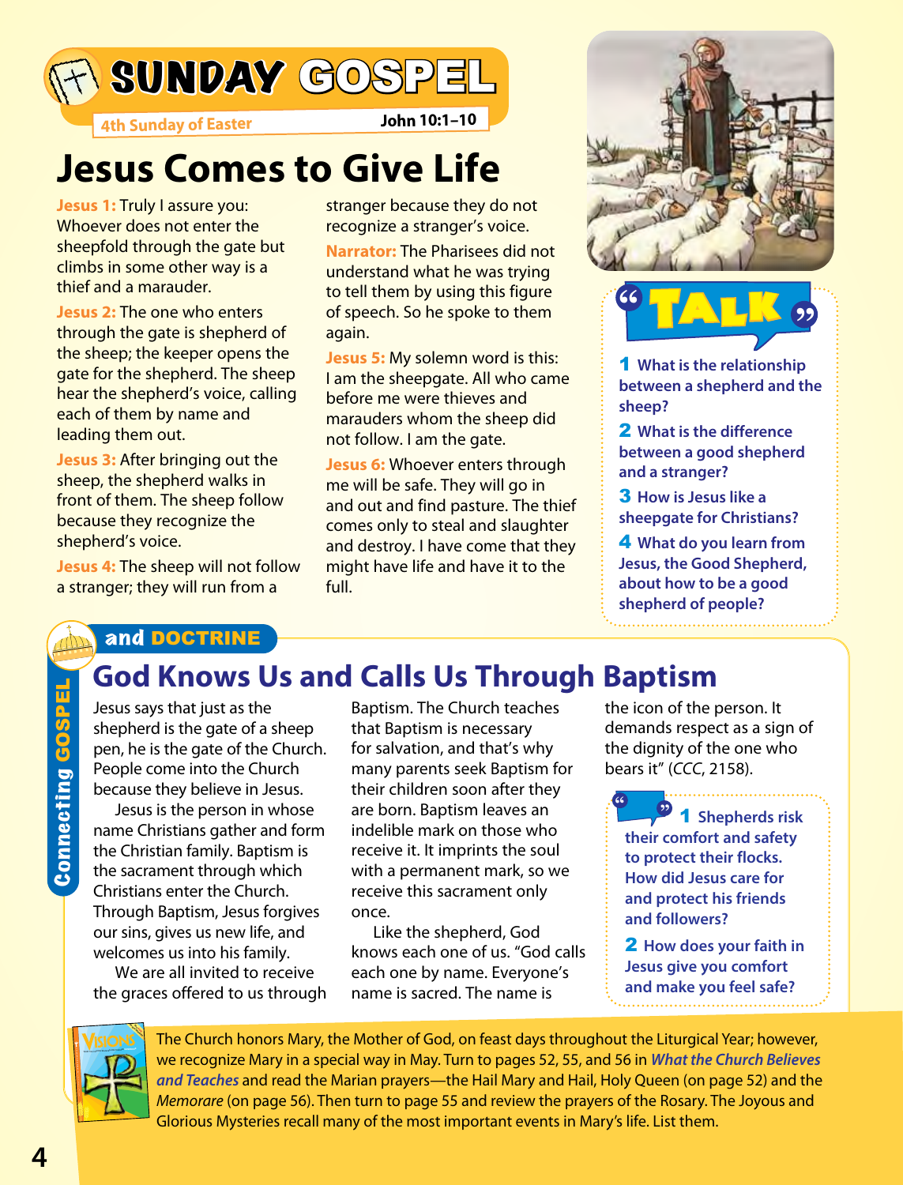# SUNDAY GOSPEL

**4th Sunday of Easter** — **John 10:1–10**

## Jesus Comes to Give Life

**Jesus 1:** Truly I assure you: Whoever does not enter the sheepfold through the gate but climbs in some other way is a thief and a marauder.

**Jesus 2:** The one who enters through the gate is shepherd of the sheep; the keeper opens the gate for the shepherd. The sheep hear the shepherd's voice, calling each of them by name and leading them out.

**Jesus 3:** After bringing out the sheep, the shepherd walks in front of them. The sheep follow because they recognize the shepherd's voice.

**Jesus 4:** The sheep will not follow a stranger; they will run from a stranger because they do not recognize a stranger's voice.

**Narrator:** The Pharisees did not understand what he was trying to tell them by using this figure of speech. So he spoke to them again.

**Jesus 5:** My solemn word is this: I am the sheepgate. All who came before me were thieves and marauders whom the sheep did not follow. I am the gate.

**Jesus 6:** Whoever enters through me will be safe. They will go in and out and find pasture. The thief comes only to steal and slaughter and destroy. I have come that they might have life and have it to the full.

### TALK

**1** What is the relationship between a shepherd and the sheep?

**2** What is the difference between a good shepherd and a stranger?

**3** How is Jesus like a sheepgate for Christians?

**4** What do you learn from Jesus, the Good Shepherd, about how to be a good shepherd of people?

## Connecting GOSPEL and DOCTRINE

### God Knows Us and Calls Us Through Baptism

Jesus says that just as the shepherd is the gate of a sheep pen, he is the gate of the Church. People come into the Church because they believe in Jesus.

Jesus is the person in whose name Christians gather and form the Christian family. Baptism is the sacrament through which Christians enter the Church. Through Baptism, Jesus forgives our sins, gives us new life, and welcomes us into his family.

We are all invited to receive the graces offered to us through Baptism. The Church teaches that Baptism is necessary for salvation, and that's why many parents seek Baptism for their children soon after they are born. Baptism leaves an indelible mark on those who receive it. It imprints the soul with a permanent mark, so we receive this sacrament only once.

Like the shepherd, God knows each one of us. "God calls each one by name. Everyone's name is sacred. The name is the icon of the person. It demands respect as a sign of the dignity of the one who bears it" (*CCC*, 2158).

**1** Shepherds risk their comfort and safety to protect their flocks. How did Jesus care for and protect his friends and followers?

**2** How does your faith in Jesus give you comfort and make you feel safe?

The Church honors Mary, the Mother of God, on feast days throughout the Liturgical Year; however, we recognize Mary in a special way in May. Turn to pages 52, 55, and 56 in *What the Church Believes and Teaches* and read the Marian prayers—the Hail Mary and Hail, Holy Queen (on page 52) and the *Memorare* (on page 56). Then turn to page 55 and review the prayers of the Rosary. The Joyous and Glorious Mysteries recall many of the most important events in Mary's life. List them.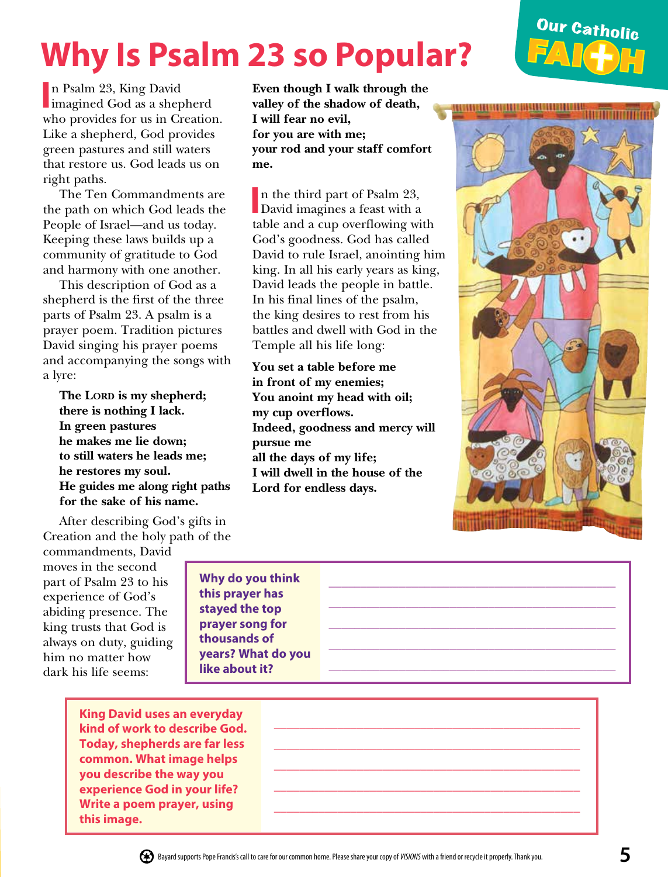Our Catholic FAITH

# Why Is Psalm 23 so Popular?

In Psalm 23, King David imagined God as a shepherd who provides for us in Creation. Like a shepherd, God provides green pastures and still waters that restore us. God leads us on right paths.

The Ten Commandments are the path on which God leads the People of Israel—and us today. Keeping these laws builds up a community of gratitude to God and harmony with one another.

This description of God as a shepherd is the first of the three parts of Psalm 23. A psalm is a prayer poem. Tradition pictures David singing his prayer poems and accompanying the songs with a lyre:

**The LORD is my shepherd;**
**there is nothing I lack.**
**In green pastures**
**he makes me lie down;**
**to still waters he leads me;**
**he restores my soul.**
**He guides me along right paths**
**for the sake of his name.**

After describing God's gifts in Creation and the holy path of the commandments, David moves in the second part of Psalm 23 to his experience of God's abiding presence. The king trusts that God is always on duty, guiding him no matter how dark his life seems:

**Even though I walk through the valley of the shadow of death,**
**I will fear no evil,**
**for you are with me;**
**your rod and your staff comfort me.**

In the third part of Psalm 23, David imagines a feast with a table and a cup overflowing with God's goodness. God has called David to rule Israel, anointing him king. In all his early years as king, David leads the people in battle. In his final lines of the psalm, the king desires to rest from his battles and dwell with God in the Temple all his life long:

**You set a table before me**
**in front of my enemies;**
**You anoint my head with oil;**
**my cup overflows.**
**Indeed, goodness and mercy will pursue me**
**all the days of my life;**
**I will dwell in the house of the Lord for endless days.**

**Why do you think this prayer has stayed the top prayer song for thousands of years? What do you like about it?**

______________________________________________
______________________________________________
______________________________________________
______________________________________________
______________________________________________

**King David uses an everyday kind of work to describe God. Today, shepherds are far less common. What image helps you describe the way you experience God in your life? Write a poem prayer, using this image.**

______________________________________________
______________________________________________
______________________________________________
______________________________________________
______________________________________________

Bayard supports Pope Francis's call to care for our common home. Please share your copy of *VISIONS* with a friend or recycle it properly. Thank you.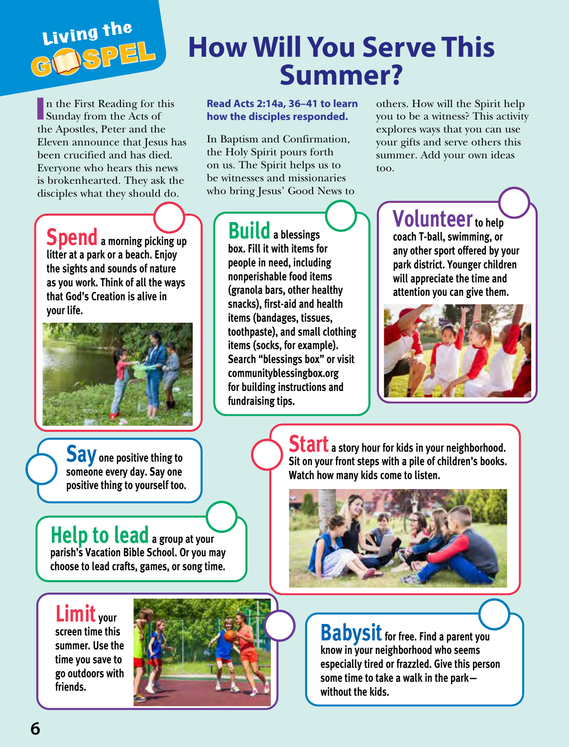Living the GOSPEL

# How Will You Serve This Summer?

In the First Reading for this Sunday from the Acts of the Apostles, Peter and the Eleven announce that Jesus has been crucified and has died. Everyone who hears this news is brokenhearted. They ask the disciples what they should do.

**Read Acts 2:14a, 36–41 to learn how the disciples responded.**

In Baptism and Confirmation, the Holy Spirit pours forth on us. The Spirit helps us to be witnesses and missionaries who bring Jesus' Good News to others. How will the Spirit help you to be a witness? This activity explores ways that you can use your gifts and serve others this summer. Add your own ideas too.

**Spend** a morning picking up litter at a park or a beach. Enjoy the sights and sounds of nature as you work. Think of all the ways that God's Creation is alive in your life.

**Build** a blessings box. Fill it with items for people in need, including nonperishable food items (granola bars, other healthy snacks), first-aid and health items (bandages, tissues, toothpaste), and small clothing items (socks, for example). Search "blessings box" or visit communityblessingbox.org for building instructions and fundraising tips.

**Volunteer** to help coach T-ball, swimming, or any other sport offered by your park district. Younger children will appreciate the time and attention you can give them.

**Say** one positive thing to someone every day. Say one positive thing to yourself too.

**Start** a story hour for kids in your neighborhood. Sit on your front steps with a pile of children's books. Watch how many kids come to listen.

**Help to lead** a group at your parish's Vacation Bible School. Or you may choose to lead crafts, games, or song time.

**Limit** your screen time this summer. Use the time you save to go outdoors with friends.

**Babysit** for free. Find a parent you know in your neighborhood who seems especially tired or frazzled. Give this person some time to take a walk in the park—without the kids.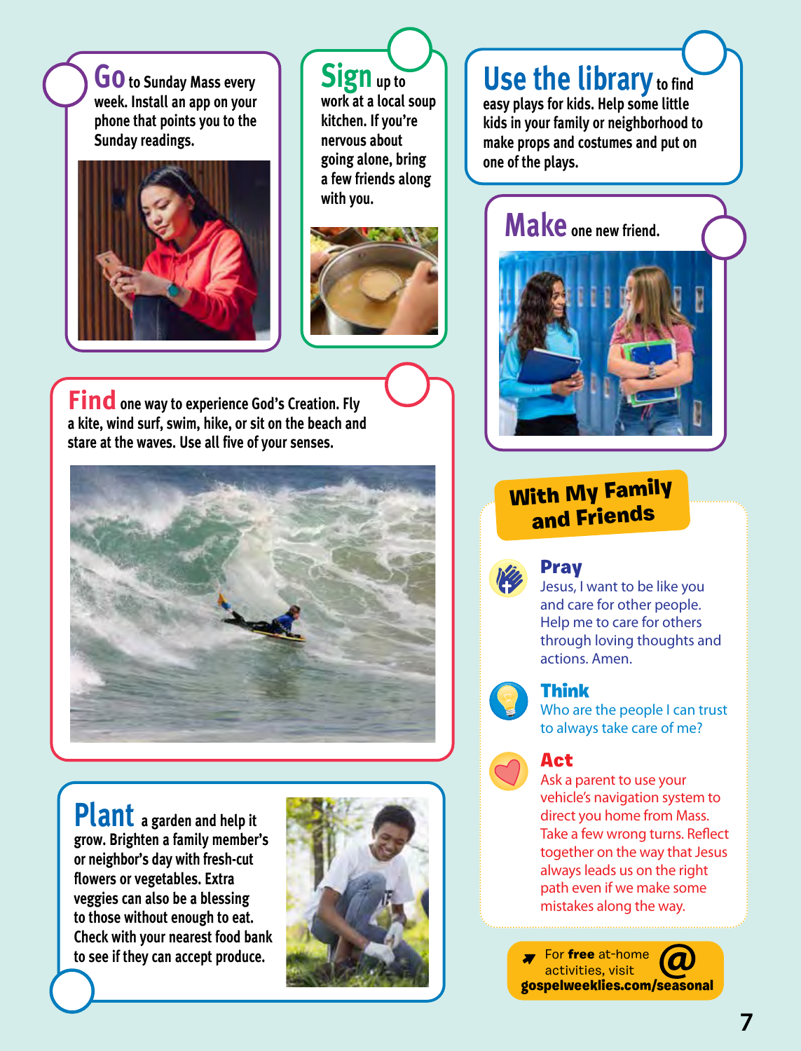**Go** to Sunday Mass every week. Install an app on your phone that points you to the Sunday readings.

**Sign** up to work at a local soup kitchen. If you're nervous about going alone, bring a few friends along with you.

**Use the library** to find easy plays for kids. Help some little kids in your family or neighborhood to make props and costumes and put on one of the plays.

**Make** one new friend.

**Find** one way to experience God's Creation. Fly a kite, wind surf, swim, hike, or sit on the beach and stare at the waves. Use all five of your senses.

**Plant** a garden and help it grow. Brighten a family member's or neighbor's day with fresh-cut flowers or vegetables. Extra veggies can also be a blessing to those without enough to eat. Check with your nearest food bank to see if they can accept produce.

## With My Family and Friends

### Pray

Jesus, I want to be like you and care for other people. Help me to care for others through loving thoughts and actions. Amen.

### Think

Who are the people I can trust to always take care of me?

### Act

Ask a parent to use your vehicle's navigation system to direct you home from Mass. Take a few wrong turns. Reflect together on the way that Jesus always leads us on the right path even if we make some mistakes along the way.

For **free** at-home activities, visit **gospelweeklies.com/seasonal**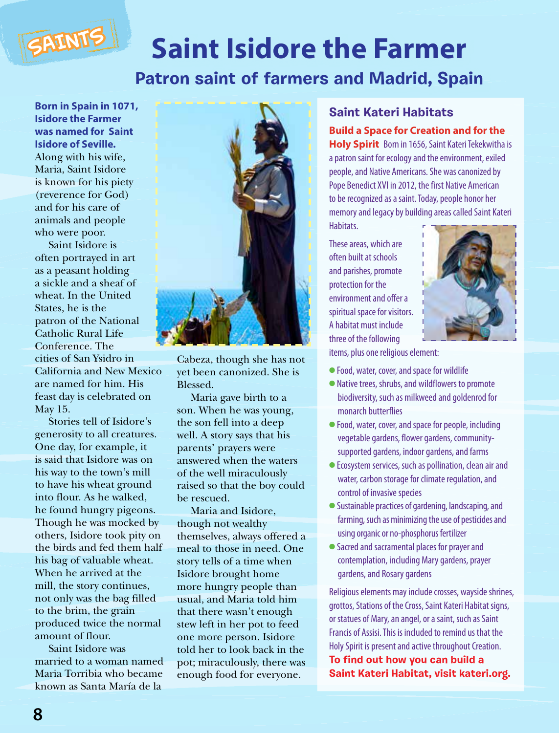SAINTS

# Saint Isidore the Farmer

## Patron saint of farmers and Madrid, Spain

**Born in Spain in 1071, Isidore the Farmer was named for Saint Isidore of Seville.** Along with his wife, Maria, Saint Isidore is known for his piety (reverence for God) and for his care of animals and people who were poor.

Saint Isidore is often portrayed in art as a peasant holding a sickle and a sheaf of wheat. In the United States, he is the patron of the National Catholic Rural Life Conference. The cities of San Ysidro in California and New Mexico are named for him. His feast day is celebrated on May 15.

Stories tell of Isidore's generosity to all creatures. One day, for example, it is said that Isidore was on his way to the town's mill to have his wheat ground into flour. As he walked, he found hungry pigeons. Though he was mocked by others, Isidore took pity on the birds and fed them half his bag of valuable wheat. When he arrived at the mill, the story continues, not only was the bag filled to the brim, the grain produced twice the normal amount of flour.

Saint Isidore was married to a woman named Maria Torribia who became known as Santa María de la Cabeza, though she has not yet been canonized. She is Blessed.

Maria gave birth to a son. When he was young, the son fell into a deep well. A story says that his parents' prayers were answered when the waters of the well miraculously raised so that the boy could be rescued.

Maria and Isidore, though not wealthy themselves, always offered a meal to those in need. One story tells of a time when Isidore brought home more hungry people than usual, and Maria told him that there wasn't enough stew left in her pot to feed one more person. Isidore told her to look back in the pot; miraculously, there was enough food for everyone.

### Saint Kateri Habitats

**Build a Space for Creation and for the Holy Spirit** Born in 1656, Saint Kateri Tekekwitha is a patron saint for ecology and the environment, exiled people, and Native Americans. She was canonized by Pope Benedict XVI in 2012, the first Native American to be recognized as a saint. Today, people honor her memory and legacy by building areas called Saint Kateri Habitats.

These areas, which are often built at schools and parishes, promote protection for the environment and offer a spiritual space for visitors. A habitat must include three of the following items, plus one religious element:

- Food, water, cover, and space for wildlife
- Native trees, shrubs, and wildflowers to promote biodiversity, such as milkweed and goldenrod for monarch butterflies
- Food, water, cover, and space for people, including vegetable gardens, flower gardens, community-supported gardens, indoor gardens, and farms
- Ecosystem services, such as pollination, clean air and water, carbon storage for climate regulation, and control of invasive species
- Sustainable practices of gardening, landscaping, and farming, such as minimizing the use of pesticides and using organic or no-phosphorus fertilizer
- Sacred and sacramental places for prayer and contemplation, including Mary gardens, prayer gardens, and Rosary gardens

Religious elements may include crosses, wayside shrines, grottos, Stations of the Cross, Saint Kateri Habitat signs, or statues of Mary, an angel, or a saint, such as Saint Francis of Assisi. This is included to remind us that the Holy Spirit is present and active throughout Creation.

**To find out how you can build a Saint Kateri Habitat, visit kateri.org.**